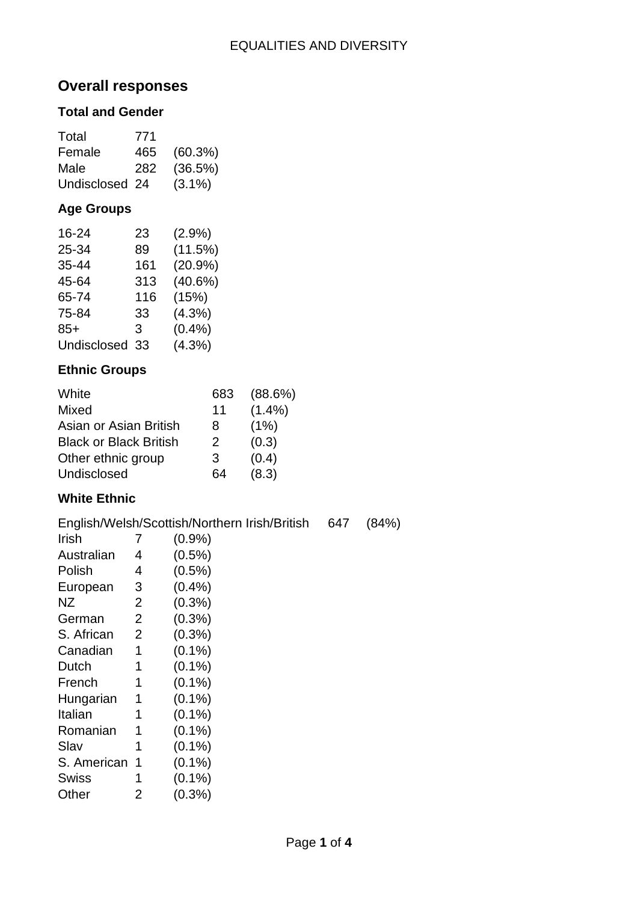## Overall responses

### Total and Gender

| | | |
|---|---|---|
| Total | 771 | |
| Female | 465 | (60.3%) |
| Male | 282 | (36.5%) |
| Undisclosed | 24 | (3.1%) |

### Age Groups

| | | |
|---|---|---|
| 16-24 | 23 | (2.9%) |
| 25-34 | 89 | (11.5%) |
| 35-44 | 161 | (20.9%) |
| 45-64 | 313 | (40.6%) |
| 65-74 | 116 | (15%) |
| 75-84 | 33 | (4.3%) |
| 85+ | 3 | (0.4%) |
| Undisclosed | 33 | (4.3%) |

### Ethnic Groups

| | | |
|---|---|---|
| White | 683 | (88.6%) |
| Mixed | 11 | (1.4%) |
| Asian or Asian British | 8 | (1%) |
| Black or Black British | 2 | (0.3) |
| Other ethnic group | 3 | (0.4) |
| Undisclosed | 64 | (8.3) |

### White Ethnic

| | | |
|---|---|---|
| English/Welsh/Scottish/Northern Irish/British | 647 | (84%) |
| Irish | 7 | (0.9%) |
| Australian | 4 | (0.5%) |
| Polish | 4 | (0.5%) |
| European | 3 | (0.4%) |
| NZ | 2 | (0.3%) |
| German | 2 | (0.3%) |
| S. African | 2 | (0.3%) |
| Canadian | 1 | (0.1%) |
| Dutch | 1 | (0.1%) |
| French | 1 | (0.1%) |
| Hungarian | 1 | (0.1%) |
| Italian | 1 | (0.1%) |
| Romanian | 1 | (0.1%) |
| Slav | 1 | (0.1%) |
| S. American | 1 | (0.1%) |
| Swiss | 1 | (0.1%) |
| Other | 2 | (0.3%) |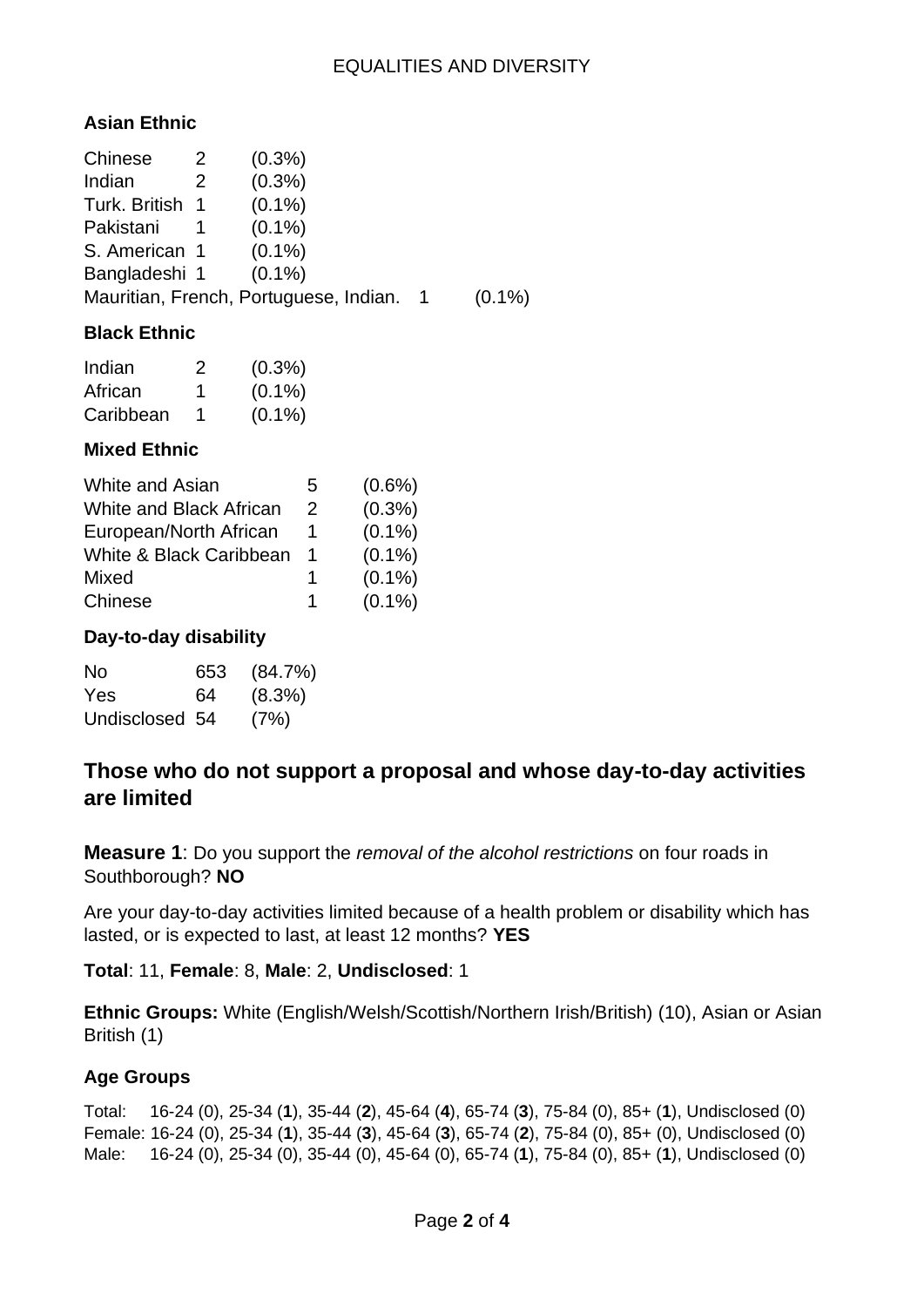### Asian Ethnic

| | | |
|---|---|---|
| Chinese | 2 | (0.3%) |
| Indian | 2 | (0.3%) |
| Turk. British | 1 | (0.1%) |
| Pakistani | 1 | (0.1%) |
| S. American | 1 | (0.1%) |
| Bangladeshi | 1 | (0.1%) |
| Mauritian, French, Portuguese, Indian. | 1 | (0.1%) |

### Black Ethnic

| | | |
|---|---|---|
| Indian | 2 | (0.3%) |
| African | 1 | (0.1%) |
| Caribbean | 1 | (0.1%) |

### Mixed Ethnic

| | | |
|---|---|---|
| White and Asian | 5 | (0.6%) |
| White and Black African | 2 | (0.3%) |
| European/North African | 1 | (0.1%) |
| White & Black Caribbean | 1 | (0.1%) |
| Mixed | 1 | (0.1%) |
| Chinese | 1 | (0.1%) |

### Day-to-day disability

| | | |
|---|---|---|
| No | 653 | (84.7%) |
| Yes | 64 | (8.3%) |
| Undisclosed | 54 | (7%) |

## Those who do not support a proposal and whose day-to-day activities are limited

**Measure 1**: Do you support the *removal of the alcohol restrictions* on four roads in Southborough? **NO**

Are your day-to-day activities limited because of a health problem or disability which has lasted, or is expected to last, at least 12 months? **YES**

**Total**: 11, **Female**: 8, **Male**: 2, **Undisclosed**: 1

**Ethnic Groups:** White (English/Welsh/Scottish/Northern Irish/British) (10), Asian or Asian British (1)

### Age Groups

Total: 16-24 (0), 25-34 (**1**), 35-44 (**2**), 45-64 (**4**), 65-74 (**3**), 75-84 (0), 85+ (**1**), Undisclosed (0)
Female: 16-24 (0), 25-34 (**1**), 35-44 (**3**), 45-64 (**3**), 65-74 (**2**), 75-84 (0), 85+ (0), Undisclosed (0)
Male: 16-24 (0), 25-34 (0), 35-44 (0), 45-64 (0), 65-74 (**1**), 75-84 (0), 85+ (**1**), Undisclosed (0)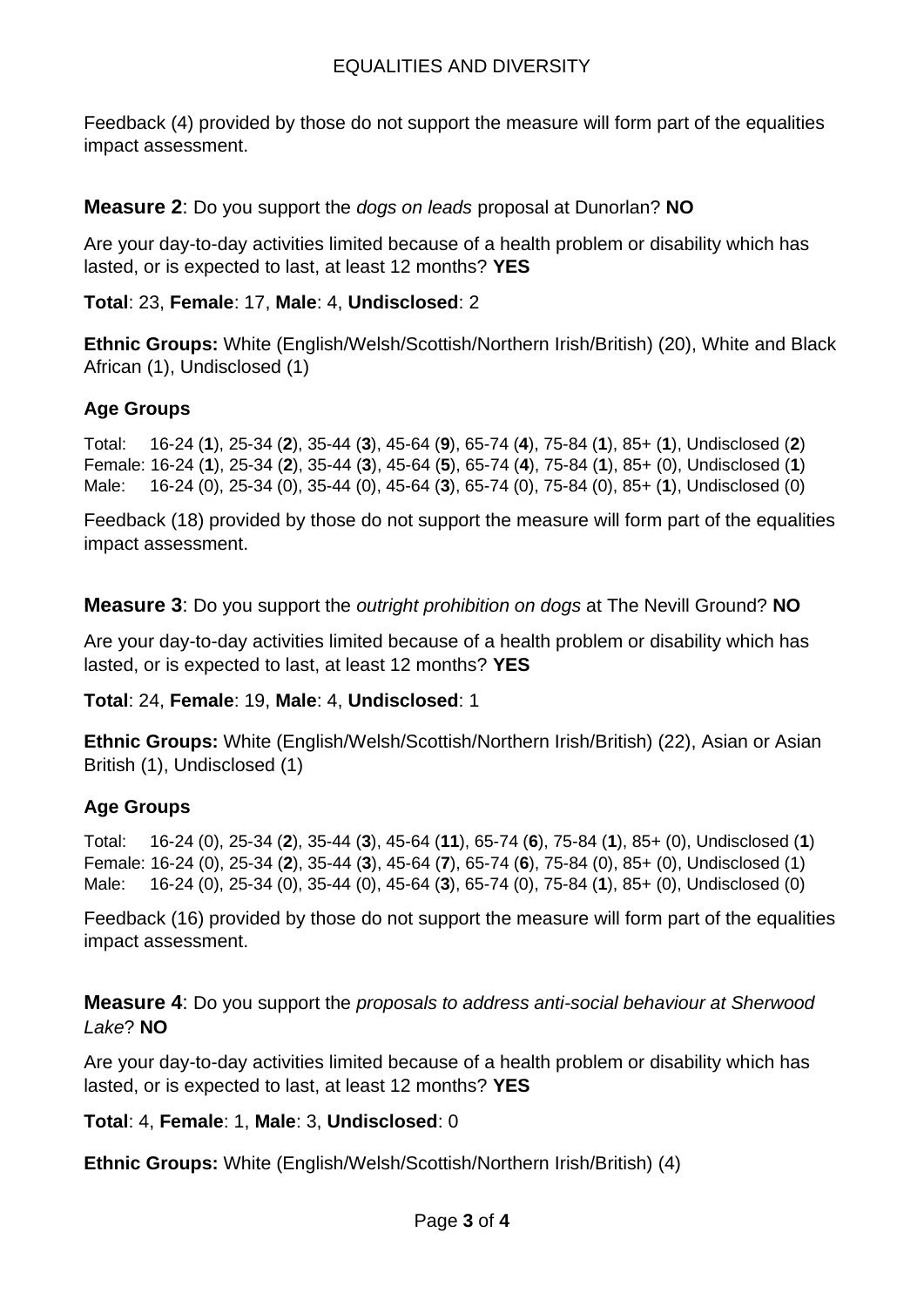## EQUALITIES AND DIVERSITY

Feedback (4) provided by those do not support the measure will form part of the equalities impact assessment.

**Measure 2**: Do you support the *dogs on leads* proposal at Dunorlan? **NO**

Are your day-to-day activities limited because of a health problem or disability which has lasted, or is expected to last, at least 12 months? **YES**

**Total**: 23, **Female**: 17, **Male**: 4, **Undisclosed**: 2

**Ethnic Groups:** White (English/Welsh/Scottish/Northern Irish/British) (20), White and Black African (1), Undisclosed (1)

**Age Groups**

Total: 16-24 (**1**), 25-34 (**2**), 35-44 (**3**), 45-64 (**9**), 65-74 (**4**), 75-84 (**1**), 85+ (**1**), Undisclosed (**2**)
Female: 16-24 (**1**), 25-34 (**2**), 35-44 (**3**), 45-64 (**5**), 65-74 (**4**), 75-84 (**1**), 85+ (0), Undisclosed (**1**)
Male: 16-24 (0), 25-34 (0), 35-44 (0), 45-64 (**3**), 65-74 (0), 75-84 (0), 85+ (**1**), Undisclosed (0)

Feedback (18) provided by those do not support the measure will form part of the equalities impact assessment.

**Measure 3**: Do you support the *outright prohibition on dogs* at The Nevill Ground? **NO**

Are your day-to-day activities limited because of a health problem or disability which has lasted, or is expected to last, at least 12 months? **YES**

**Total**: 24, **Female**: 19, **Male**: 4, **Undisclosed**: 1

**Ethnic Groups:** White (English/Welsh/Scottish/Northern Irish/British) (22), Asian or Asian British (1), Undisclosed (1)

**Age Groups**

Total: 16-24 (0), 25-34 (**2**), 35-44 (**3**), 45-64 (**11**), 65-74 (**6**), 75-84 (**1**), 85+ (0), Undisclosed (**1**)
Female: 16-24 (0), 25-34 (**2**), 35-44 (**3**), 45-64 (**7**), 65-74 (**6**), 75-84 (0), 85+ (0), Undisclosed (1)
Male: 16-24 (0), 25-34 (0), 35-44 (0), 45-64 (**3**), 65-74 (0), 75-84 (**1**), 85+ (0), Undisclosed (0)

Feedback (16) provided by those do not support the measure will form part of the equalities impact assessment.

**Measure 4**: Do you support the *proposals to address anti-social behaviour at Sherwood Lake*? **NO**

Are your day-to-day activities limited because of a health problem or disability which has lasted, or is expected to last, at least 12 months? **YES**

**Total**: 4, **Female**: 1, **Male**: 3, **Undisclosed**: 0

**Ethnic Groups:** White (English/Welsh/Scottish/Northern Irish/British) (4)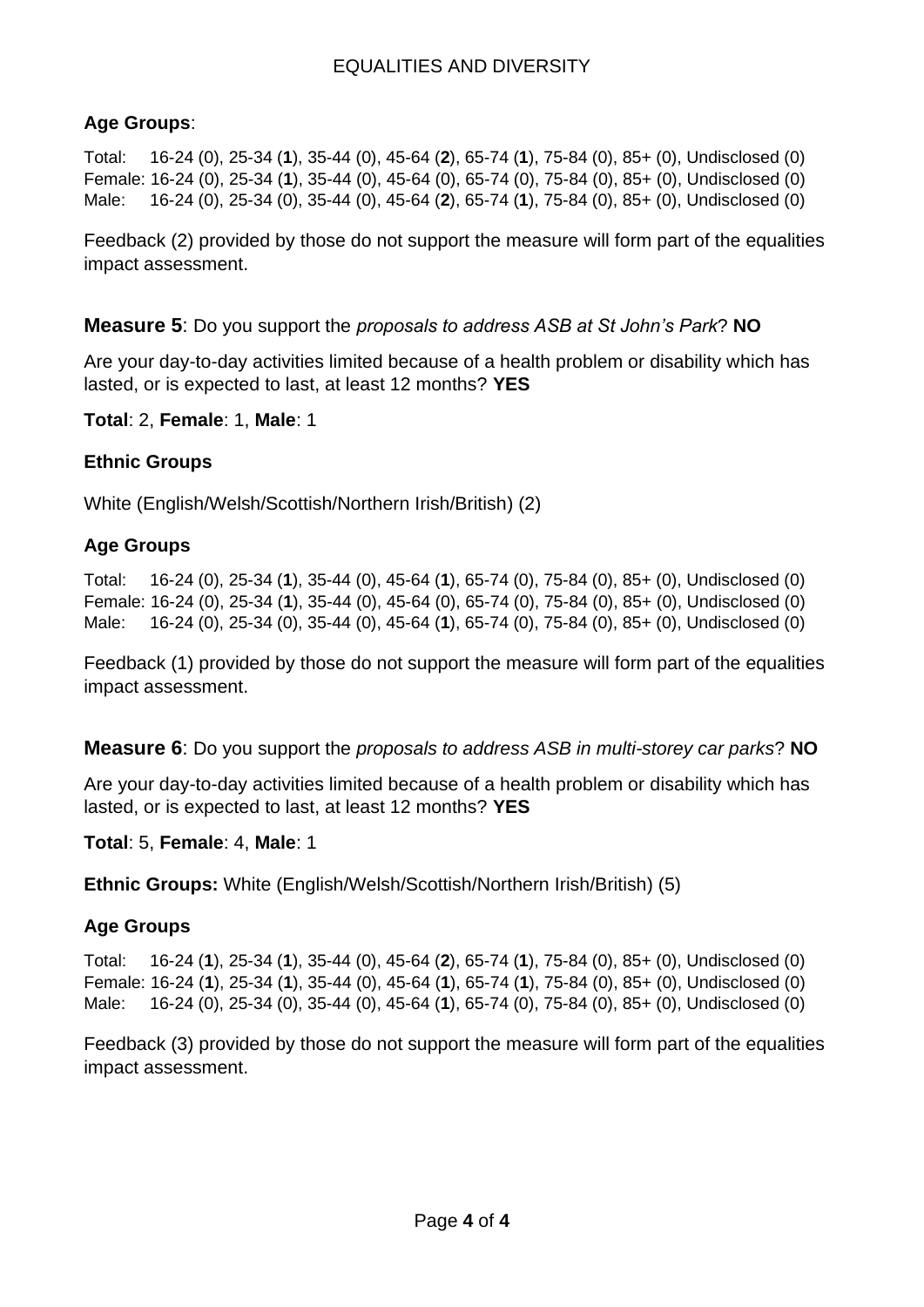**Age Groups**:

Total: 16-24 (0), 25-34 (**1**), 35-44 (0), 45-64 (**2**), 65-74 (**1**), 75-84 (0), 85+ (0), Undisclosed (0)
Female: 16-24 (0), 25-34 (**1**), 35-44 (0), 45-64 (0), 65-74 (0), 75-84 (0), 85+ (0), Undisclosed (0)
Male: 16-24 (0), 25-34 (0), 35-44 (0), 45-64 (**2**), 65-74 (**1**), 75-84 (0), 85+ (0), Undisclosed (0)

Feedback (2) provided by those do not support the measure will form part of the equalities impact assessment.

**Measure 5**: Do you support the *proposals to address ASB at St John's Park*? **NO**

Are your day-to-day activities limited because of a health problem or disability which has lasted, or is expected to last, at least 12 months? **YES**

**Total**: 2, **Female**: 1, **Male**: 1

**Ethnic Groups**

White (English/Welsh/Scottish/Northern Irish/British) (2)

**Age Groups**

Total: 16-24 (0), 25-34 (**1**), 35-44 (0), 45-64 (**1**), 65-74 (0), 75-84 (0), 85+ (0), Undisclosed (0)
Female: 16-24 (0), 25-34 (**1**), 35-44 (0), 45-64 (0), 65-74 (0), 75-84 (0), 85+ (0), Undisclosed (0)
Male: 16-24 (0), 25-34 (0), 35-44 (0), 45-64 (**1**), 65-74 (0), 75-84 (0), 85+ (0), Undisclosed (0)

Feedback (1) provided by those do not support the measure will form part of the equalities impact assessment.

**Measure 6**: Do you support the *proposals to address ASB in multi-storey car parks*? **NO**

Are your day-to-day activities limited because of a health problem or disability which has lasted, or is expected to last, at least 12 months? **YES**

**Total**: 5, **Female**: 4, **Male**: 1

**Ethnic Groups:** White (English/Welsh/Scottish/Northern Irish/British) (5)

**Age Groups**

Total: 16-24 (**1**), 25-34 (**1**), 35-44 (0), 45-64 (**2**), 65-74 (**1**), 75-84 (0), 85+ (0), Undisclosed (0)
Female: 16-24 (**1**), 25-34 (**1**), 35-44 (0), 45-64 (**1**), 65-74 (**1**), 75-84 (0), 85+ (0), Undisclosed (0)
Male: 16-24 (0), 25-34 (0), 35-44 (0), 45-64 (**1**), 65-74 (0), 75-84 (0), 85+ (0), Undisclosed (0)

Feedback (3) provided by those do not support the measure will form part of the equalities impact assessment.